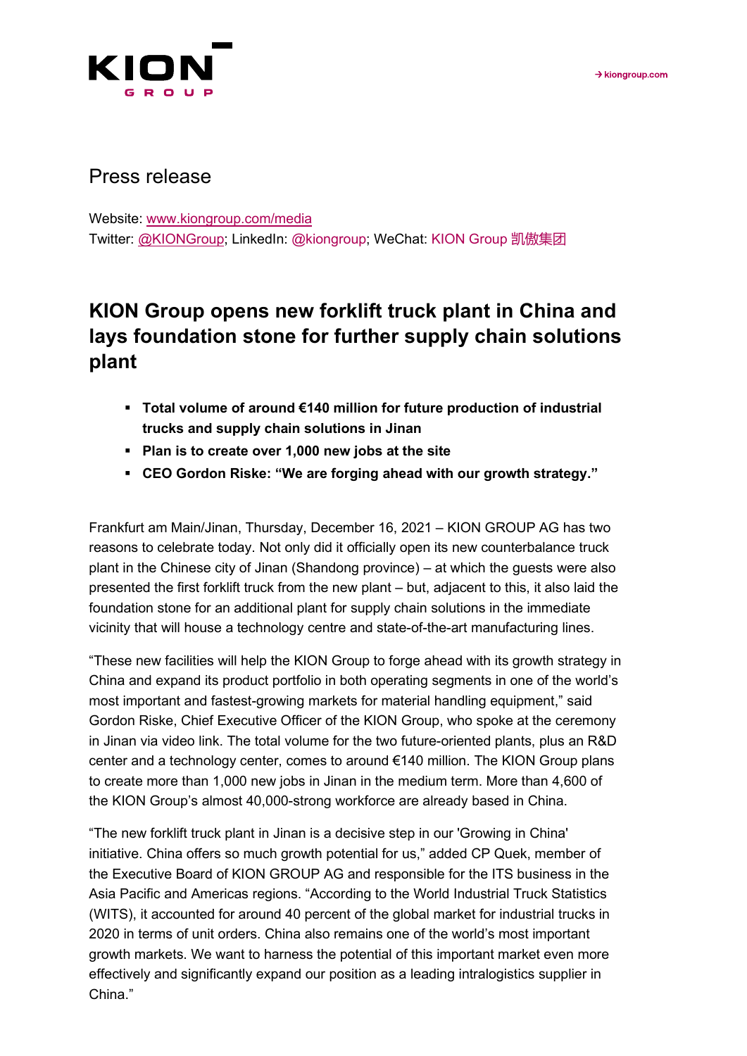Press release

Website: [www.kiongroup.com/media](http://www.kiongroup.com/media)
Twitter: @KIONGroup; LinkedIn: @kiongroup; WeChat: KION Group 凯傲集团

# KION Group opens new forklift truck plant in China and lays foundation stone for further supply chain solutions plant

- **Total volume of around €140 million for future production of industrial trucks and supply chain solutions in Jinan**
- **Plan is to create over 1,000 new jobs at the site**
- **CEO Gordon Riske: "We are forging ahead with our growth strategy."**

Frankfurt am Main/Jinan, Thursday, December 16, 2021 – KION GROUP AG has two reasons to celebrate today. Not only did it officially open its new counterbalance truck plant in the Chinese city of Jinan (Shandong province) – at which the guests were also presented the first forklift truck from the new plant – but, adjacent to this, it also laid the foundation stone for an additional plant for supply chain solutions in the immediate vicinity that will house a technology centre and state-of-the-art manufacturing lines.

"These new facilities will help the KION Group to forge ahead with its growth strategy in China and expand its product portfolio in both operating segments in one of the world's most important and fastest-growing markets for material handling equipment," said Gordon Riske, Chief Executive Officer of the KION Group, who spoke at the ceremony in Jinan via video link. The total volume for the two future-oriented plants, plus an R&D center and a technology center, comes to around €140 million. The KION Group plans to create more than 1,000 new jobs in Jinan in the medium term. More than 4,600 of the KION Group's almost 40,000-strong workforce are already based in China.

"The new forklift truck plant in Jinan is a decisive step in our 'Growing in China' initiative. China offers so much growth potential for us," added CP Quek, member of the Executive Board of KION GROUP AG and responsible for the ITS business in the Asia Pacific and Americas regions. "According to the World Industrial Truck Statistics (WITS), it accounted for around 40 percent of the global market for industrial trucks in 2020 in terms of unit orders. China also remains one of the world's most important growth markets. We want to harness the potential of this important market even more effectively and significantly expand our position as a leading intralogistics supplier in China."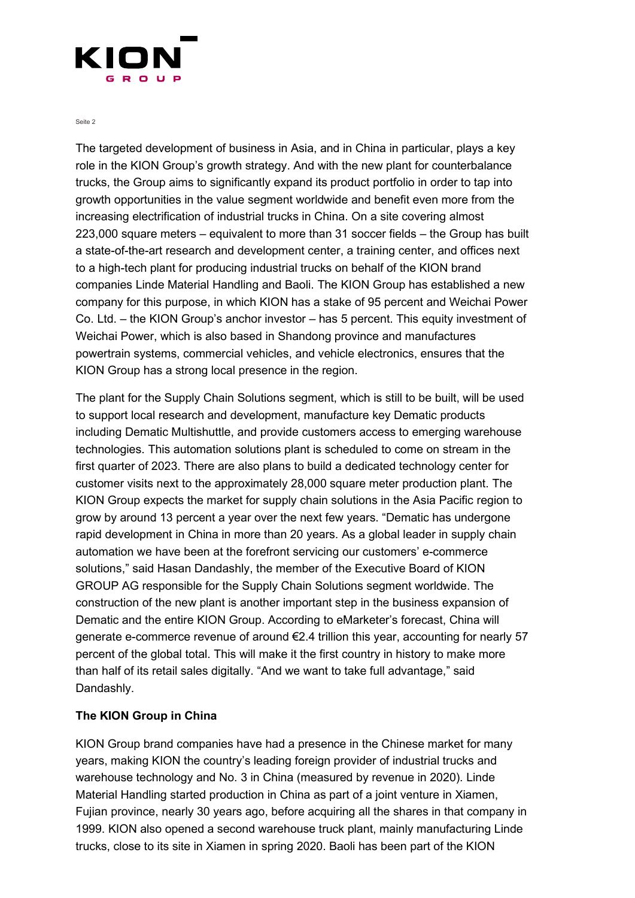The targeted development of business in Asia, and in China in particular, plays a key role in the KION Group's growth strategy. And with the new plant for counterbalance trucks, the Group aims to significantly expand its product portfolio in order to tap into growth opportunities in the value segment worldwide and benefit even more from the increasing electrification of industrial trucks in China. On a site covering almost 223,000 square meters – equivalent to more than 31 soccer fields – the Group has built a state-of-the-art research and development center, a training center, and offices next to a high-tech plant for producing industrial trucks on behalf of the KION brand companies Linde Material Handling and Baoli. The KION Group has established a new company for this purpose, in which KION has a stake of 95 percent and Weichai Power Co. Ltd. – the KION Group's anchor investor – has 5 percent. This equity investment of Weichai Power, which is also based in Shandong province and manufactures powertrain systems, commercial vehicles, and vehicle electronics, ensures that the KION Group has a strong local presence in the region.

The plant for the Supply Chain Solutions segment, which is still to be built, will be used to support local research and development, manufacture key Dematic products including Dematic Multishuttle, and provide customers access to emerging warehouse technologies. This automation solutions plant is scheduled to come on stream in the first quarter of 2023. There are also plans to build a dedicated technology center for customer visits next to the approximately 28,000 square meter production plant. The KION Group expects the market for supply chain solutions in the Asia Pacific region to grow by around 13 percent a year over the next few years. "Dematic has undergone rapid development in China in more than 20 years. As a global leader in supply chain automation we have been at the forefront servicing our customers' e-commerce solutions," said Hasan Dandashly, the member of the Executive Board of KION GROUP AG responsible for the Supply Chain Solutions segment worldwide. The construction of the new plant is another important step in the business expansion of Dematic and the entire KION Group. According to eMarketer's forecast, China will generate e-commerce revenue of around €2.4 trillion this year, accounting for nearly 57 percent of the global total. This will make it the first country in history to make more than half of its retail sales digitally. "And we want to take full advantage," said Dandashly.

**The KION Group in China**

KION Group brand companies have had a presence in the Chinese market for many years, making KION the country's leading foreign provider of industrial trucks and warehouse technology and No. 3 in China (measured by revenue in 2020). Linde Material Handling started production in China as part of a joint venture in Xiamen, Fujian province, nearly 30 years ago, before acquiring all the shares in that company in 1999. KION also opened a second warehouse truck plant, mainly manufacturing Linde trucks, close to its site in Xiamen in spring 2020. Baoli has been part of the KION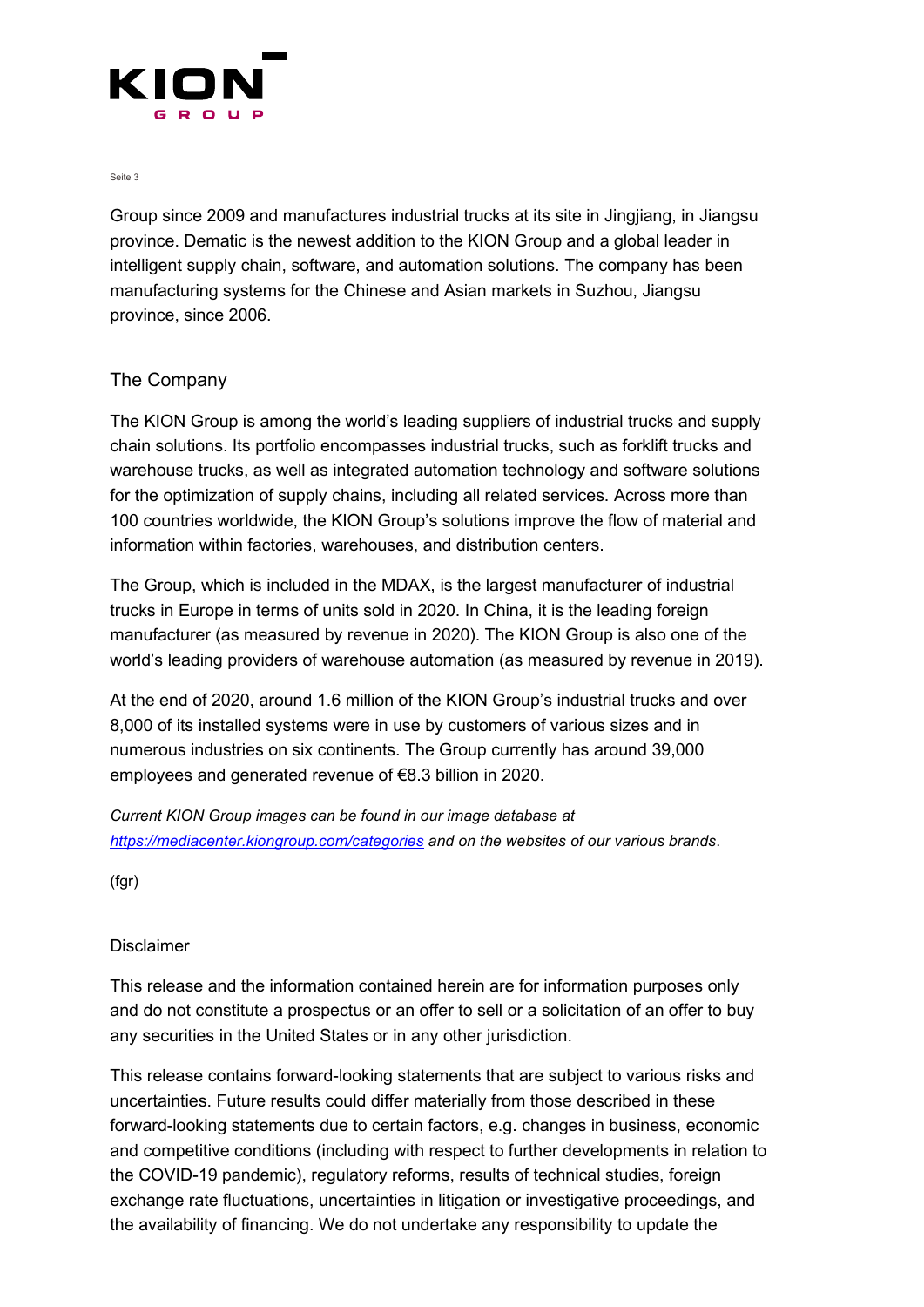Group since 2009 and manufactures industrial trucks at its site in Jingjiang, in Jiangsu province. Dematic is the newest addition to the KION Group and a global leader in intelligent supply chain, software, and automation solutions. The company has been manufacturing systems for the Chinese and Asian markets in Suzhou, Jiangsu province, since 2006.

## The Company

The KION Group is among the world's leading suppliers of industrial trucks and supply chain solutions. Its portfolio encompasses industrial trucks, such as forklift trucks and warehouse trucks, as well as integrated automation technology and software solutions for the optimization of supply chains, including all related services. Across more than 100 countries worldwide, the KION Group's solutions improve the flow of material and information within factories, warehouses, and distribution centers.

The Group, which is included in the MDAX, is the largest manufacturer of industrial trucks in Europe in terms of units sold in 2020. In China, it is the leading foreign manufacturer (as measured by revenue in 2020). The KION Group is also one of the world's leading providers of warehouse automation (as measured by revenue in 2019).

At the end of 2020, around 1.6 million of the KION Group's industrial trucks and over 8,000 of its installed systems were in use by customers of various sizes and in numerous industries on six continents. The Group currently has around 39,000 employees and generated revenue of €8.3 billion in 2020.

*Current KION Group images can be found in our image database at [https://mediacenter.kiongroup.com/categories](https://mediacenter.kiongroup.com/categories) and on the websites of our various brands.*

(fgr)

## Disclaimer

This release and the information contained herein are for information purposes only and do not constitute a prospectus or an offer to sell or a solicitation of an offer to buy any securities in the United States or in any other jurisdiction.

This release contains forward-looking statements that are subject to various risks and uncertainties. Future results could differ materially from those described in these forward-looking statements due to certain factors, e.g. changes in business, economic and competitive conditions (including with respect to further developments in relation to the COVID-19 pandemic), regulatory reforms, results of technical studies, foreign exchange rate fluctuations, uncertainties in litigation or investigative proceedings, and the availability of financing. We do not undertake any responsibility to update the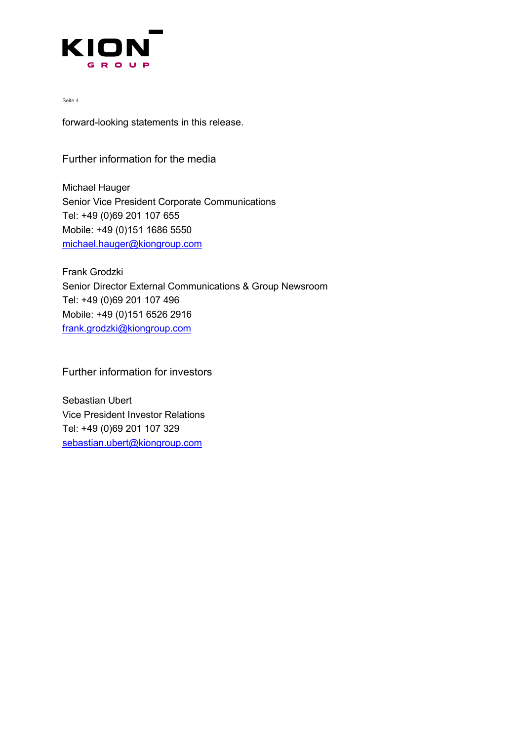forward-looking statements in this release.

## Further information for the media

Michael Hauger
Senior Vice President Corporate Communications
Tel: +49 (0)69 201 107 655
Mobile: +49 (0)151 1686 5550
michael.hauger@kiongroup.com

Frank Grodzki
Senior Director External Communications & Group Newsroom
Tel: +49 (0)69 201 107 496
Mobile: +49 (0)151 6526 2916
frank.grodzki@kiongroup.com

## Further information for investors

Sebastian Ubert
Vice President Investor Relations
Tel: +49 (0)69 201 107 329
sebastian.ubert@kiongroup.com